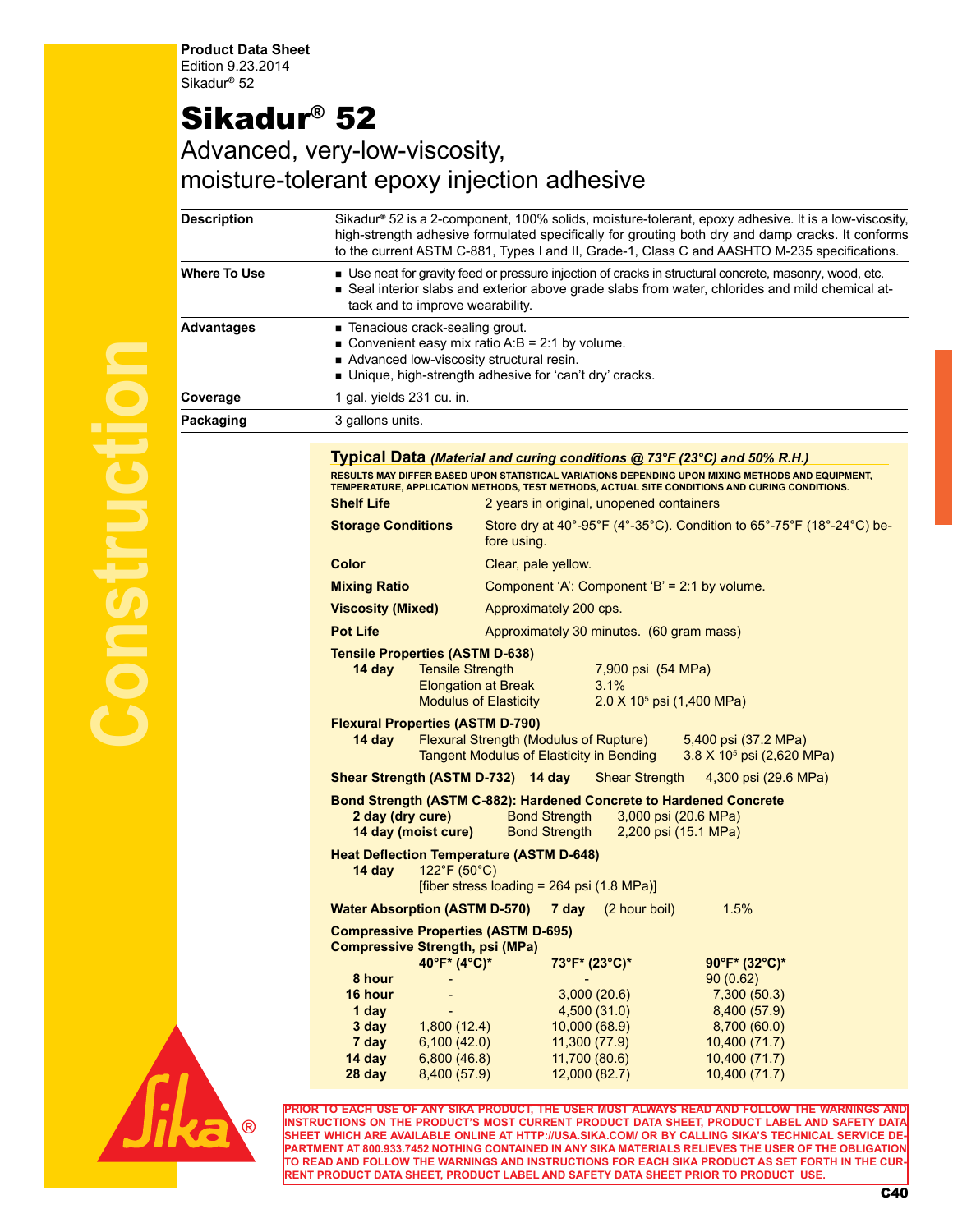**Product Data Sheet**
Edition 9.23.2014
Sikadur® 52

# Sikadur® 52

## Advanced, very-low-viscosity, moisture-tolerant epoxy injection adhesive

| | |
|---|---|
| **Description** | Sikadur® 52 is a 2-component, 100% solids, moisture-tolerant, epoxy adhesive. It is a low-viscosity, high-strength adhesive formulated specifically for grouting both dry and damp cracks. It conforms to the current ASTM C-881, Types I and II, Grade-1, Class C and AASHTO M-235 specifications. |
| **Where To Use** | ■ Use neat for gravity feed or pressure injection of cracks in structural concrete, masonry, wood, etc.<br>■ Seal interior slabs and exterior above grade slabs from water, chlorides and mild chemical attack and to improve wearability. |
| **Advantages** | ■ Tenacious crack-sealing grout.<br>■ Convenient easy mix ratio A:B = 2:1 by volume.<br>■ Advanced low-viscosity structural resin.<br>■ Unique, high-strength adhesive for 'can't dry' cracks. |
| **Coverage** | 1 gal. yields 231 cu. in. |
| **Packaging** | 3 gallons units. |

### Typical Data *(Material and curing conditions @ 73°F (23°C) and 50% R.H.)*

RESULTS MAY DIFFER BASED UPON STATISTICAL VARIATIONS DEPENDING UPON MIXING METHODS AND EQUIPMENT, TEMPERATURE, APPLICATION METHODS, TEST METHODS, ACTUAL SITE CONDITIONS AND CURING CONDITIONS.

| | |
|---|---|
| **Shelf Life** | 2 years in original, unopened containers |
| **Storage Conditions** | Store dry at 40°-95°F (4°-35°C). Condition to 65°-75°F (18°-24°C) before using. |
| **Color** | Clear, pale yellow. |
| **Mixing Ratio** | Component 'A': Component 'B' = 2:1 by volume. |
| **Viscosity (Mixed)** | Approximately 200 cps. |
| **Pot Life** | Approximately 30 minutes. (60 gram mass) |

**Tensile Properties (ASTM D-638)**

| | | |
|---|---|---|
| **14 day** | Tensile Strength | 7,900 psi (54 MPa) |
| | Elongation at Break | 3.1% |
| | Modulus of Elasticity | $2.0 \times 10^5$ psi (1,400 MPa) |

**Flexural Properties (ASTM D-790)**

| | | |
|---|---|---|
| **14 day** | Flexural Strength (Modulus of Rupture) | 5,400 psi (37.2 MPa) |
| | Tangent Modulus of Elasticity in Bending | $3.8 \times 10^5$ psi (2,620 MPa) |

**Shear Strength (ASTM D-732)** **14 day** Shear Strength 4,300 psi (29.6 MPa)

**Bond Strength (ASTM C-882): Hardened Concrete to Hardened Concrete**

| | | |
|---|---|---|
| **2 day (dry cure)** | Bond Strength | 3,000 psi (20.6 MPa) |
| **14 day (moist cure)** | Bond Strength | 2,200 psi (15.1 MPa) |

**Heat Deflection Temperature (ASTM D-648)**
**14 day** 122°F (50°C)
[fiber stress loading = 264 psi (1.8 MPa)]

**Water Absorption (ASTM D-570)** **7 day** (2 hour boil) 1.5%

**Compressive Properties (ASTM D-695)**
**Compressive Strength, psi (MPa)**

| | 40°F* (4°C)* | 73°F* (23°C)* | 90°F* (32°C)* |
|---|---|---|---|
| **8 hour** | - | - | 90 (0.62) |
| **16 hour** | - | 3,000 (20.6) | 7,300 (50.3) |
| **1 day** | - | 4,500 (31.0) | 8,400 (57.9) |
| **3 day** | 1,800 (12.4) | 10,000 (68.9) | 8,700 (60.0) |
| **7 day** | 6,100 (42.0) | 11,300 (77.9) | 10,400 (71.7) |
| **14 day** | 6,800 (46.8) | 11,700 (80.6) | 10,400 (71.7) |
| **28 day** | 8,400 (57.9) | 12,000 (82.7) | 10,400 (71.7) |

PRIOR TO EACH USE OF ANY SIKA PRODUCT, THE USER MUST ALWAYS READ AND FOLLOW THE WARNINGS AND INSTRUCTIONS ON THE PRODUCT'S MOST CURRENT PRODUCT DATA SHEET, PRODUCT LABEL AND SAFETY DATA SHEET WHICH ARE AVAILABLE ONLINE AT HTTP://USA.SIKA.COM/ OR BY CALLING SIKA'S TECHNICAL SERVICE DEPARTMENT AT 800.933.7452 NOTHING CONTAINED IN ANY SIKA MATERIALS RELIEVES THE USER OF THE OBLIGATION TO READ AND FOLLOW THE WARNINGS AND INSTRUCTIONS FOR EACH SIKA PRODUCT AS SET FORTH IN THE CURRENT PRODUCT DATA SHEET, PRODUCT LABEL AND SAFETY DATA SHEET PRIOR TO PRODUCT USE.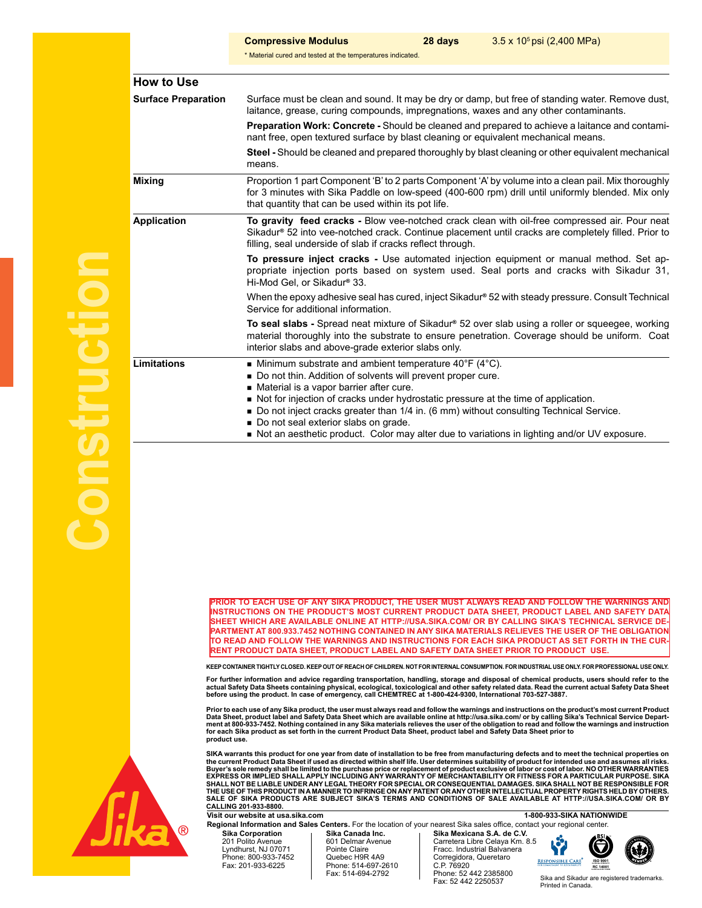| | | |
|---|---|---|
| **Compressive Modulus** | **28 days** | 3.5 x $10^5$ psi (2,400 MPa) |

\* Material cured and tested at the temperatures indicated.

## How to Use

**Surface Preparation**

Surface must be clean and sound. It may be dry or damp, but free of standing water. Remove dust, laitance, grease, curing compounds, impregnations, waxes and any other contaminants.

**Preparation Work: Concrete -** Should be cleaned and prepared to achieve a laitance and contaminant free, open textured surface by blast cleaning or equivalent mechanical means.

**Steel -** Should be cleaned and prepared thoroughly by blast cleaning or other equivalent mechanical means.

**Mixing**

Proportion 1 part Component 'B' to 2 parts Component 'A' by volume into a clean pail. Mix thoroughly for 3 minutes with Sika Paddle on low-speed (400-600 rpm) drill until uniformly blended. Mix only that quantity that can be used within its pot life.

**Application**

**To gravity feed cracks -** Blow vee-notched crack clean with oil-free compressed air. Pour neat Sikadur® 52 into vee-notched crack. Continue placement until cracks are completely filled. Prior to filling, seal underside of slab if cracks reflect through.

**To pressure inject cracks -** Use automated injection equipment or manual method. Set appropriate injection ports based on system used. Seal ports and cracks with Sikadur 31, Hi-Mod Gel, or Sikadur® 33.

When the epoxy adhesive seal has cured, inject Sikadur® 52 with steady pressure. Consult Technical Service for additional information.

**To seal slabs -** Spread neat mixture of Sikadur® 52 over slab using a roller or squeegee, working material thoroughly into the substrate to ensure penetration. Coverage should be uniform. Coat interior slabs and above-grade exterior slabs only.

**Limitations**

- Minimum substrate and ambient temperature 40°F (4°C).
- Do not thin. Addition of solvents will prevent proper cure.
- Material is a vapor barrier after cure.
- Not for injection of cracks under hydrostatic pressure at the time of application.
- Do not inject cracks greater than 1/4 in. (6 mm) without consulting Technical Service.
- Do not seal exterior slabs on grade.
- Not an aesthetic product. Color may alter due to variations in lighting and/or UV exposure.

**PRIOR TO EACH USE OF ANY SIKA PRODUCT, THE USER MUST ALWAYS READ AND FOLLOW THE WARNINGS AND INSTRUCTIONS ON THE PRODUCT'S MOST CURRENT PRODUCT DATA SHEET, PRODUCT LABEL AND SAFETY DATA SHEET WHICH ARE AVAILABLE ONLINE AT HTTP://USA.SIKA.COM/ OR BY CALLING SIKA'S TECHNICAL SERVICE DEPARTMENT AT 800.933.7452 NOTHING CONTAINED IN ANY SIKA MATERIALS RELIEVES THE USER OF THE OBLIGATION TO READ AND FOLLOW THE WARNINGS AND INSTRUCTIONS FOR EACH SIKA PRODUCT AS SET FORTH IN THE CURRENT PRODUCT DATA SHEET, PRODUCT LABEL AND SAFETY DATA SHEET PRIOR TO PRODUCT USE.**

**KEEP CONTAINER TIGHTLY CLOSED. KEEP OUT OF REACH OF CHILDREN. NOT FOR INTERNAL CONSUMPTION. FOR INDUSTRIAL USE ONLY. FOR PROFESSIONAL USE ONLY.**

**For further information and advice regarding transportation, handling, storage and disposal of chemical products, users should refer to the actual Safety Data Sheets containing physical, ecological, toxicological and other safety related data. Read the current actual Safety Data Sheet before using the product. In case of emergency, call CHEMTREC at 1-800-424-9300, International 703-527-3887.**

**Prior to each use of any Sika product, the user must always read and follow the warnings and instructions on the product's most current Product Data Sheet, product label and Safety Data Sheet which are available online at http://usa.sika.com/ or by calling Sika's Technical Service Department at 800-933-7452. Nothing contained in any Sika materials relieves the user of the obligation to read and follow the warnings and instruction for each Sika product as set forth in the current Product Data Sheet, product label and Safety Data Sheet prior to product use.**

**SIKA warrants this product for one year from date of installation to be free from manufacturing defects and to meet the technical properties on the current Product Data Sheet if used as directed within shelf life. User determines suitability of product for intended use and assumes all risks. Buyer's sole remedy shall be limited to the purchase price or replacement of product exclusive of labor or cost of labor. NO OTHER WARRANTIES EXPRESS OR IMPLIED SHALL APPLY INCLUDING ANY WARRANTY OF MERCHANTABILITY OR FITNESS FOR A PARTICULAR PURPOSE. SIKA SHALL NOT BE LIABLE UNDER ANY LEGAL THEORY FOR SPECIAL OR CONSEQUENTIAL DAMAGES. SIKA SHALL NOT BE RESPONSIBLE FOR THE USE OF THIS PRODUCT IN A MANNER TO INFRINGE ON ANY PATENT OR ANY OTHER INTELLECTUAL PROPERTY RIGHTS HELD BY OTHERS. SALE OF SIKA PRODUCTS ARE SUBJECT SIKA'S TERMS AND CONDITIONS OF SALE AVAILABLE AT HTTP://USA.SIKA.COM/ OR BY CALLING 201-933-8800.**

**Visit our website at usa.sika.com** **1-800-933-SIKA NATIONWIDE**

**Regional Information and Sales Centers.** For the location of your nearest Sika sales office, contact your regional center.

**Sika Corporation**
201 Polito Avenue
Lyndhurst, NJ 07071
Phone: 800-933-7452
Fax: 201-933-6225

**Sika Canada Inc.**
601 Delmar Avenue
Pointe Claire
Quebec H9R 4A9
Phone: 514-697-2610
Fax: 514-694-2792

**Sika Mexicana S.A. de C.V.**
Carretera Libre Celaya Km. 8.5
Fracc. Industrial Balvanera
Corregidora, Queretaro
C.P. 76920
Phone: 52 442 2385800
Fax: 52 442 2250537

Sika and Sikadur are registered trademarks.
Printed in Canada.